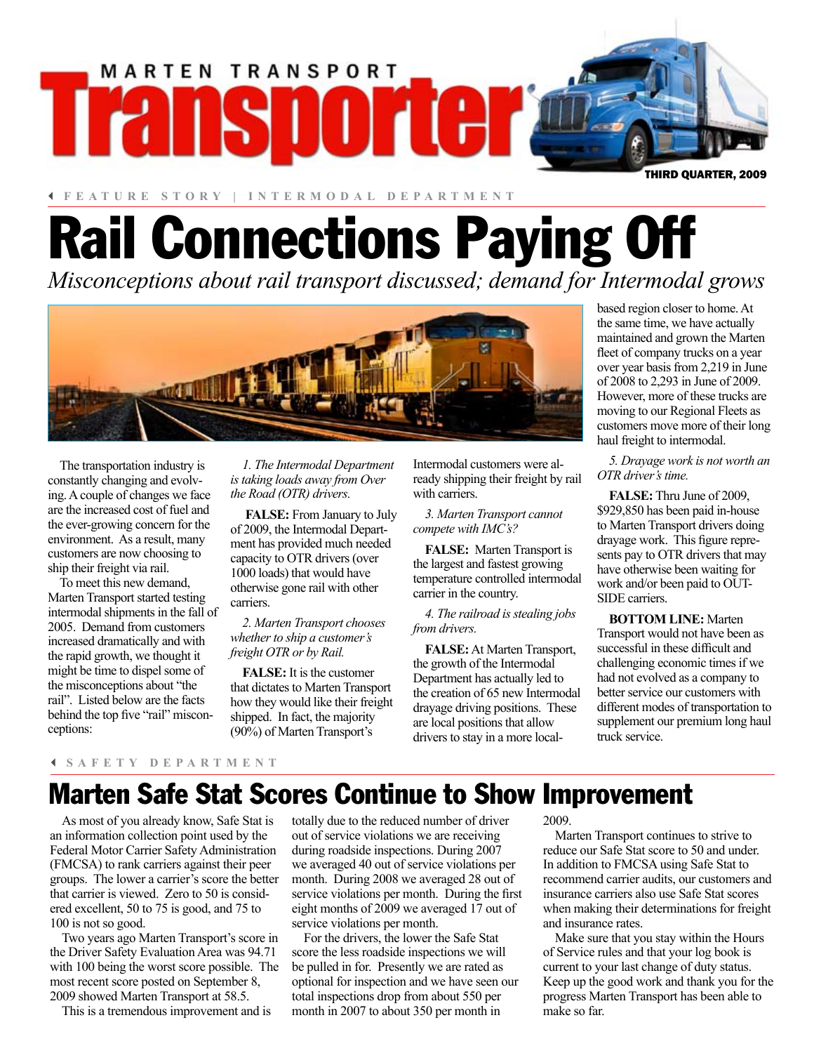# MARTEN TRANSPORT Transporter

THIRD QUARTER, 2009

FEATURE STORY | INTERMODAL DEPARTMENT

## Rail Connections Paying Off

*Misconceptions about rail transport discussed; demand for Intermodal grows*

The transportation industry is constantly changing and evolving. A couple of changes we face are the increased cost of fuel and the ever-growing concern for the environment. As a result, many customers are now choosing to ship their freight via rail.

To meet this new demand, Marten Transport started testing intermodal shipments in the fall of 2005. Demand from customers increased dramatically and with the rapid growth, we thought it might be time to dispel some of the misconceptions about "the rail". Listed below are the facts behind the top five "rail" misconceptions:

*1. The Intermodal Department is taking loads away from Over the Road (OTR) drivers.*

**FALSE:** From January to July of 2009, the Intermodal Department has provided much needed capacity to OTR drivers (over 1000 loads) that would have otherwise gone rail with other carriers.

*2. Marten Transport chooses whether to ship a customer's freight OTR or by Rail.*

**FALSE:** It is the customer that dictates to Marten Transport how they would like their freight shipped. In fact, the majority (90%) of Marten Transport's Intermodal customers were already shipping their freight by rail with carriers.

*3. Marten Transport cannot compete with IMC's?*

**FALSE:** Marten Transport is the largest and fastest growing temperature controlled intermodal carrier in the country.

*4. The railroad is stealing jobs from drivers.*

**FALSE:** At Marten Transport, the growth of the Intermodal Department has actually led to the creation of 65 new Intermodal drayage driving positions. These are local positions that allow drivers to stay in a more local-based region closer to home. At the same time, we have actually maintained and grown the Marten fleet of company trucks on a year over year basis from 2,219 in June of 2008 to 2,293 in June of 2009. However, more of these trucks are moving to our Regional Fleets as customers move more of their long haul freight to intermodal.

*5. Drayage work is not worth an OTR driver's time.*

**FALSE:** Thru June of 2009, $929,850 has been paid in-house to Marten Transport drivers doing drayage work. This figure represents pay to OTR drivers that may have otherwise been waiting for work and/or been paid to OUTSIDE carriers.

**BOTTOM LINE:** Marten Transport would not have been as successful in these difficult and challenging economic times if we had not evolved as a company to better service our customers with different modes of transportation to supplement our premium long haul truck service.

SAFETY DEPARTMENT

## Marten Safe Stat Scores Continue to Show Improvement

As most of you already know, Safe Stat is an information collection point used by the Federal Motor Carrier Safety Administration (FMCSA) to rank carriers against their peer groups. The lower a carrier's score the better that carrier is viewed. Zero to 50 is considered excellent, 50 to 75 is good, and 75 to 100 is not so good.

Two years ago Marten Transport's score in the Driver Safety Evaluation Area was 94.71 with 100 being the worst score possible. The most recent score posted on September 8, 2009 showed Marten Transport at 58.5.

This is a tremendous improvement and is totally due to the reduced number of driver out of service violations we are receiving during roadside inspections. During 2007 we averaged 40 out of service violations per month. During 2008 we averaged 28 out of service violations per month. During the first eight months of 2009 we averaged 17 out of service violations per month.

For the drivers, the lower the Safe Stat score the less roadside inspections we will be pulled in for. Presently we are rated as optional for inspection and we have seen our total inspections drop from about 550 per month in 2007 to about 350 per month in 2009.

Marten Transport continues to strive to reduce our Safe Stat score to 50 and under. In addition to FMCSA using Safe Stat to recommend carrier audits, our customers and insurance carriers also use Safe Stat scores when making their determinations for freight and insurance rates.

Make sure that you stay within the Hours of Service rules and that your log book is current to your last change of duty status. Keep up the good work and thank you for the progress Marten Transport has been able to make so far.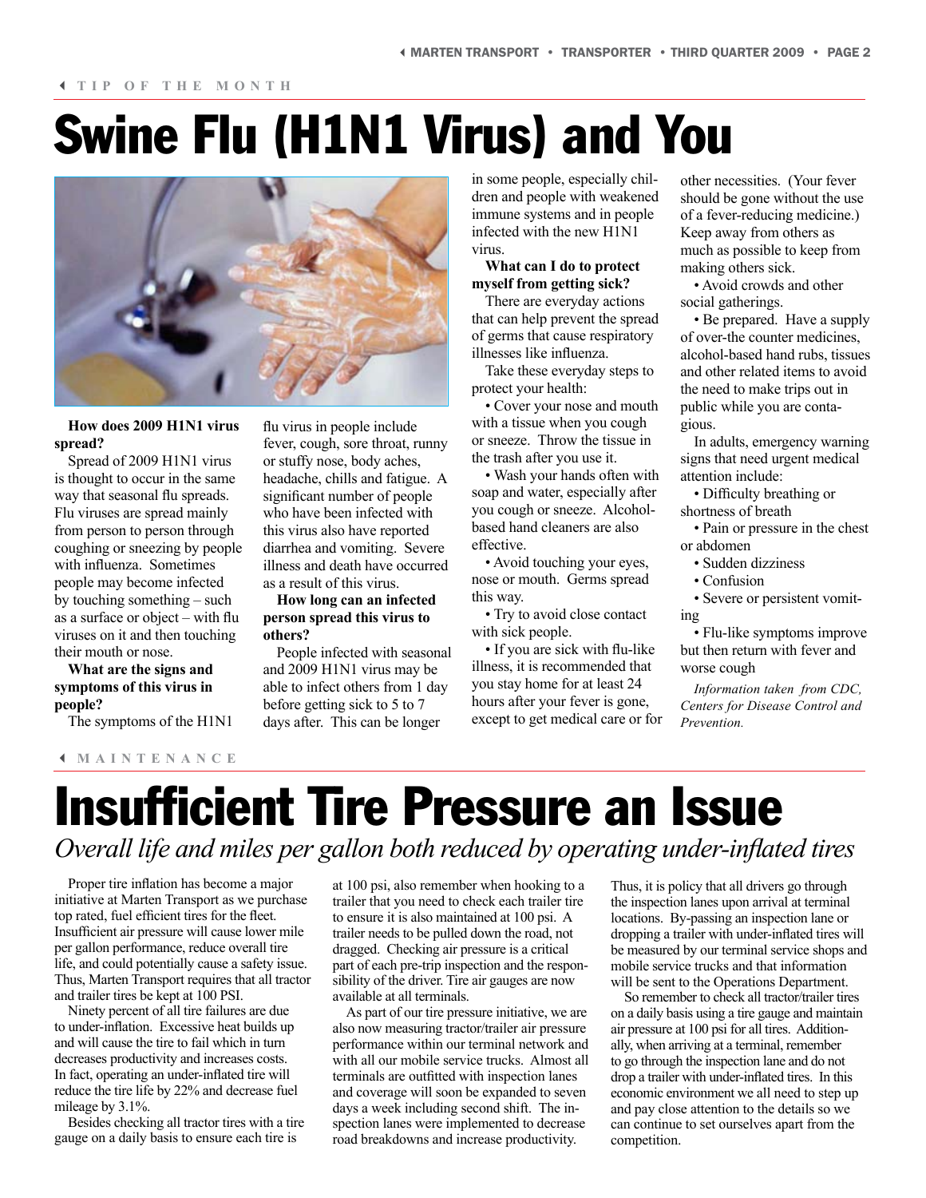TIP OF THE MONTH

# Swine Flu (H1N1 Virus) and You

**How does 2009 H1N1 virus spread?**

Spread of 2009 H1N1 virus is thought to occur in the same way that seasonal flu spreads. Flu viruses are spread mainly from person to person through coughing or sneezing by people with influenza. Sometimes people may become infected by touching something – such as a surface or object – with flu viruses on it and then touching their mouth or nose.

**What are the signs and symptoms of this virus in people?**

The symptoms of the H1N1 flu virus in people include fever, cough, sore throat, runny or stuffy nose, body aches, headache, chills and fatigue. A significant number of people who have been infected with this virus also have reported diarrhea and vomiting. Severe illness and death have occurred as a result of this virus.

**How long can an infected person spread this virus to others?**

People infected with seasonal and 2009 H1N1 virus may be able to infect others from 1 day before getting sick to 5 to 7 days after. This can be longer in some people, especially children and people with weakened immune systems and in people infected with the new H1N1 virus.

**What can I do to protect myself from getting sick?**

There are everyday actions that can help prevent the spread of germs that cause respiratory illnesses like influenza.

Take these everyday steps to protect your health:

- Cover your nose and mouth with a tissue when you cough or sneeze. Throw the tissue in the trash after you use it.
- Wash your hands often with soap and water, especially after you cough or sneeze. Alcohol-based hand cleaners are also effective.
- Avoid touching your eyes, nose or mouth. Germs spread this way.
- Try to avoid close contact with sick people.
- If you are sick with flu-like illness, it is recommended that you stay home for at least 24 hours after your fever is gone, except to get medical care or for other necessities. (Your fever should be gone without the use of a fever-reducing medicine.) Keep away from others as much as possible to keep from making others sick.
- Avoid crowds and other social gatherings.
- Be prepared. Have a supply of over-the counter medicines, alcohol-based hand rubs, tissues and other related items to avoid the need to make trips out in public while you are contagious.

In adults, emergency warning signs that need urgent medical attention include:

- Difficulty breathing or shortness of breath
- Pain or pressure in the chest or abdomen
- Sudden dizziness
- Confusion
- Severe or persistent vomiting
- Flu-like symptoms improve but then return with fever and worse cough

*Information taken from CDC, Centers for Disease Control and Prevention.*

MAINTENANCE

# Insufficient Tire Pressure an Issue

*Overall life and miles per gallon both reduced by operating under-inflated tires*

Proper tire inflation has become a major initiative at Marten Transport as we purchase top rated, fuel efficient tires for the fleet. Insufficient air pressure will cause lower mile per gallon performance, reduce overall tire life, and could potentially cause a safety issue. Thus, Marten Transport requires that all tractor and trailer tires be kept at 100 PSI.

Ninety percent of all tire failures are due to under-inflation. Excessive heat builds up and will cause the tire to fail which in turn decreases productivity and increases costs. In fact, operating an under-inflated tire will reduce the tire life by 22% and decrease fuel mileage by 3.1%.

Besides checking all tractor tires with a tire gauge on a daily basis to ensure each tire is at 100 psi, also remember when hooking to a trailer that you need to check each trailer tire to ensure it is also maintained at 100 psi. A trailer needs to be pulled down the road, not dragged. Checking air pressure is a critical part of each pre-trip inspection and the responsibility of the driver. Tire air gauges are now available at all terminals.

As part of our tire pressure initiative, we are also now measuring tractor/trailer air pressure performance within our terminal network and with all our mobile service trucks. Almost all terminals are outfitted with inspection lanes and coverage will soon be expanded to seven days a week including second shift. The inspection lanes were implemented to decrease road breakdowns and increase productivity. Thus, it is policy that all drivers go through the inspection lanes upon arrival at terminal locations. By-passing an inspection lane or dropping a trailer with under-inflated tires will be measured by our terminal service shops and mobile service trucks and that information will be sent to the Operations Department.

So remember to check all tractor/trailer tires on a daily basis using a tire gauge and maintain air pressure at 100 psi for all tires. Additionally, when arriving at a terminal, remember to go through the inspection lane and do not drop a trailer with under-inflated tires. In this economic environment we all need to step up and pay close attention to the details so we can continue to set ourselves apart from the competition.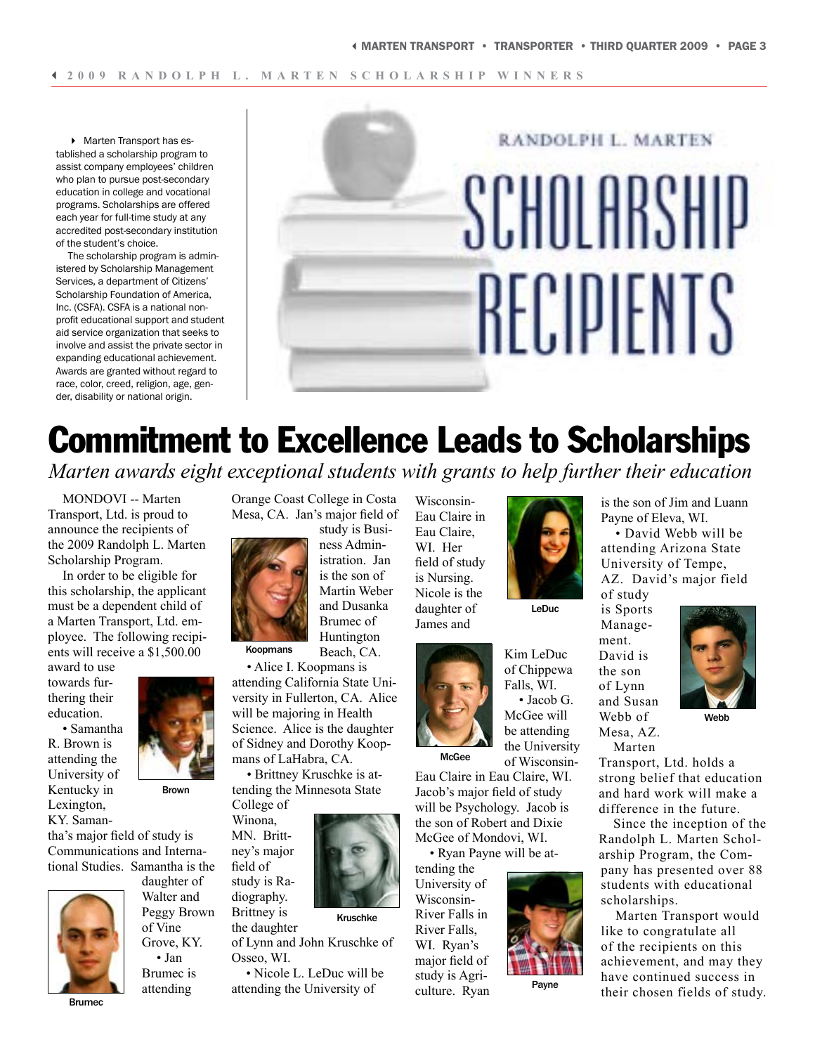2009 RANDOLPH L. MARTEN SCHOLARSHIP WINNERS

Marten Transport has established a scholarship program to assist company employees' children who plan to pursue post-secondary education in college and vocational programs. Scholarships are offered each year for full-time study at any accredited post-secondary institution of the student's choice.

The scholarship program is administered by Scholarship Management Services, a department of Citizens' Scholarship Foundation of America, Inc. (CSFA). CSFA is a national nonprofit educational support and student aid service organization that seeks to involve and assist the private sector in expanding educational achievement. Awards are granted without regard to race, color, creed, religion, age, gender, disability or national origin.

RANDOLPH L. MARTEN

SCHOLARSHIP RECIPIENTS

# Commitment to Excellence Leads to Scholarships

*Marten awards eight exceptional students with grants to help further their education*

MONDOVI -- Marten Transport, Ltd. is proud to announce the recipients of the 2009 Randolph L. Marten Scholarship Program.

In order to be eligible for this scholarship, the applicant must be a dependent child of a Marten Transport, Ltd. employee. The following recipients will receive a $1,500.00 award to use towards furthering their education.

- Samantha R. Brown is attending the University of Kentucky in Lexington, KY. Samantha's major field of study is Communications and International Studies. Samantha is the daughter of Walter and Peggy Brown of Vine Grove, KY.

Brown

- Jan Brumec is attending Orange Coast College in Costa Mesa, CA. Jan's major field of study is Business Administration. Jan is the son of Martin Weber and Dusanka Brumec of Huntington Beach, CA.

Brumec

Koopmans

- Alice I. Koopmans is attending California State University in Fullerton, CA. Alice will be majoring in Health Science. Alice is the daughter of Sidney and Dorothy Koopmans of LaHabra, CA.

- Brittney Kruschke is attending the Minnesota State College of Winona, MN. Brittney's major field of study is Radiography. Brittney is the daughter of Lynn and John Kruschke of Osseo, WI.

Kruschke

- Nicole L. LeDuc will be attending the University of Wisconsin-Eau Claire in Eau Claire, WI. Her field of study is Nursing. Nicole is the daughter of James and Kim LeDuc of Chippewa Falls, WI.

LeDuc

- Jacob G. McGee will be attending the University of Wisconsin-Eau Claire in Eau Claire, WI. Jacob's major field of study will be Psychology. Jacob is the son of Robert and Dixie McGee of Mondovi, WI.

McGee

- Ryan Payne will be attending the University of Wisconsin-River Falls in River Falls, WI. Ryan's major field of study is Agriculture. Ryan is the son of Jim and Luann Payne of Eleva, WI.

Payne

- David Webb will be attending Arizona State University of Tempe, AZ. David's major field of study is Sports Management. David is the son of Lynn and Susan Webb of Mesa, AZ.

Webb

Marten Transport, Ltd. holds a strong belief that education and hard work will make a difference in the future.

Since the inception of the Randolph L. Marten Scholarship Program, the Company has presented over 88 students with educational scholarships.

Marten Transport would like to congratulate all of the recipients on this achievement, and may they have continued success in their chosen fields of study.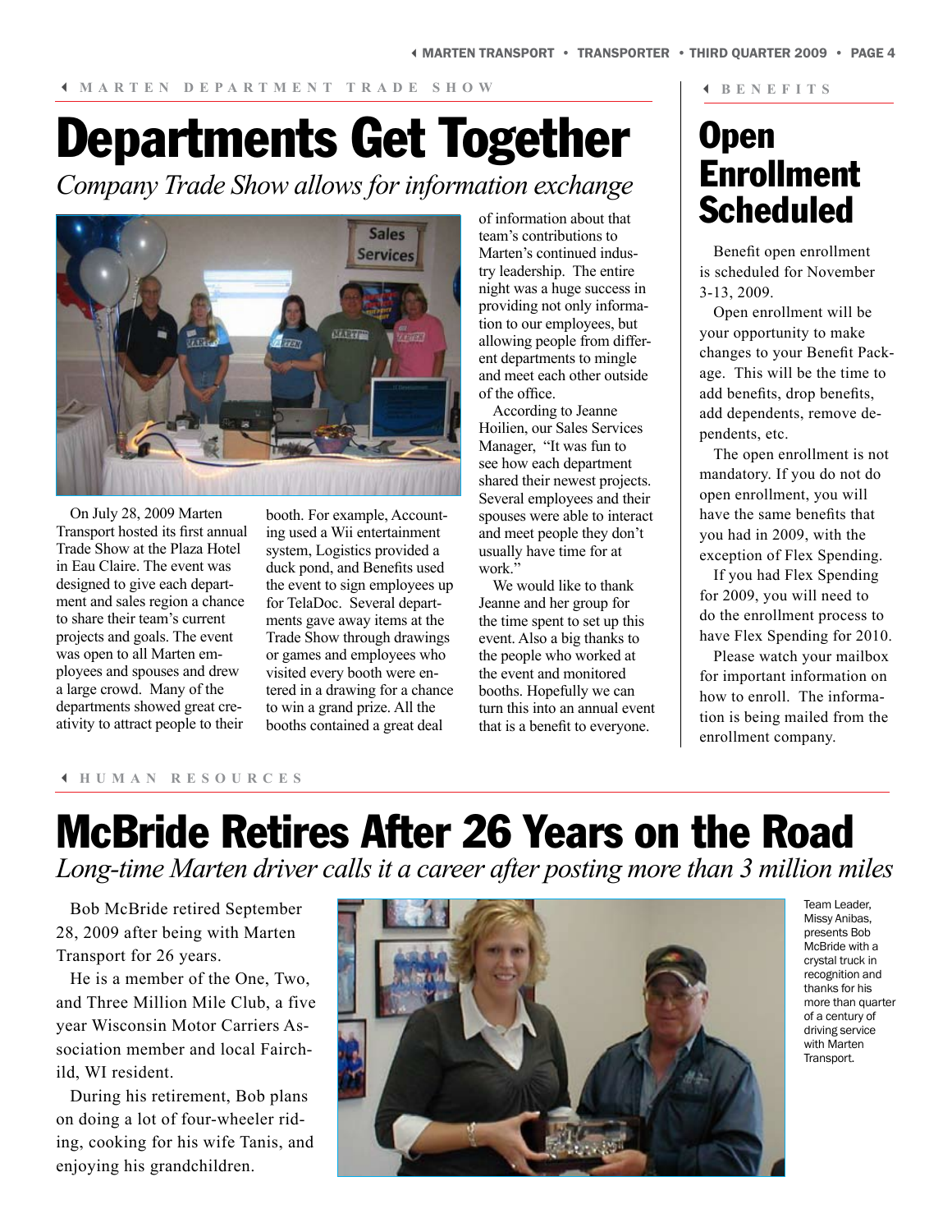MARTEN DEPARTMENT TRADE SHOW

# Departments Get Together

*Company Trade Show allows for information exchange*

On July 28, 2009 Marten Transport hosted its first annual Trade Show at the Plaza Hotel in Eau Claire. The event was designed to give each department and sales region a chance to share their team's current projects and goals. The event was open to all Marten employees and spouses and drew a large crowd. Many of the departments showed great creativity to attract people to their booth. For example, Accounting used a Wii entertainment system, Logistics provided a duck pond, and Benefits used the event to sign employees up for TelaDoc. Several departments gave away items at the Trade Show through drawings or games and employees who visited every booth were entered in a drawing for a chance to win a grand prize. All the booths contained a great deal of information about that team's contributions to Marten's continued industry leadership. The entire night was a huge success in providing not only information to our employees, but allowing people from different departments to mingle and meet each other outside of the office.

According to Jeanne Hoilien, our Sales Services Manager, "It was fun to see how each department shared their newest projects. Several employees and their spouses were able to interact and meet people they don't usually have time for at work."

We would like to thank Jeanne and her group for the time spent to set up this event. Also a big thanks to the people who worked at the event and monitored booths. Hopefully we can turn this into an annual event that is a benefit to everyone.

BENEFITS

# Open Enrollment Scheduled

Benefit open enrollment is scheduled for November 3-13, 2009.

Open enrollment will be your opportunity to make changes to your Benefit Package. This will be the time to add benefits, drop benefits, add dependents, remove dependents, etc.

The open enrollment is not mandatory. If you do not do open enrollment, you will have the same benefits that you had in 2009, with the exception of Flex Spending.

If you had Flex Spending for 2009, you will need to do the enrollment process to have Flex Spending for 2010.

Please watch your mailbox for important information on how to enroll. The information is being mailed from the enrollment company.

HUMAN RESOURCES

# McBride Retires After 26 Years on the Road

*Long-time Marten driver calls it a career after posting more than 3 million miles*

Bob McBride retired September 28, 2009 after being with Marten Transport for 26 years.

He is a member of the One, Two, and Three Million Mile Club, a five year Wisconsin Motor Carriers Association member and local Fairchild, WI resident.

During his retirement, Bob plans on doing a lot of four-wheeler riding, cooking for his wife Tanis, and enjoying his grandchildren.

Team Leader, Missy Anibas, presents Bob McBride with a crystal truck in recognition and thanks for his more than quarter of a century of driving service with Marten Transport.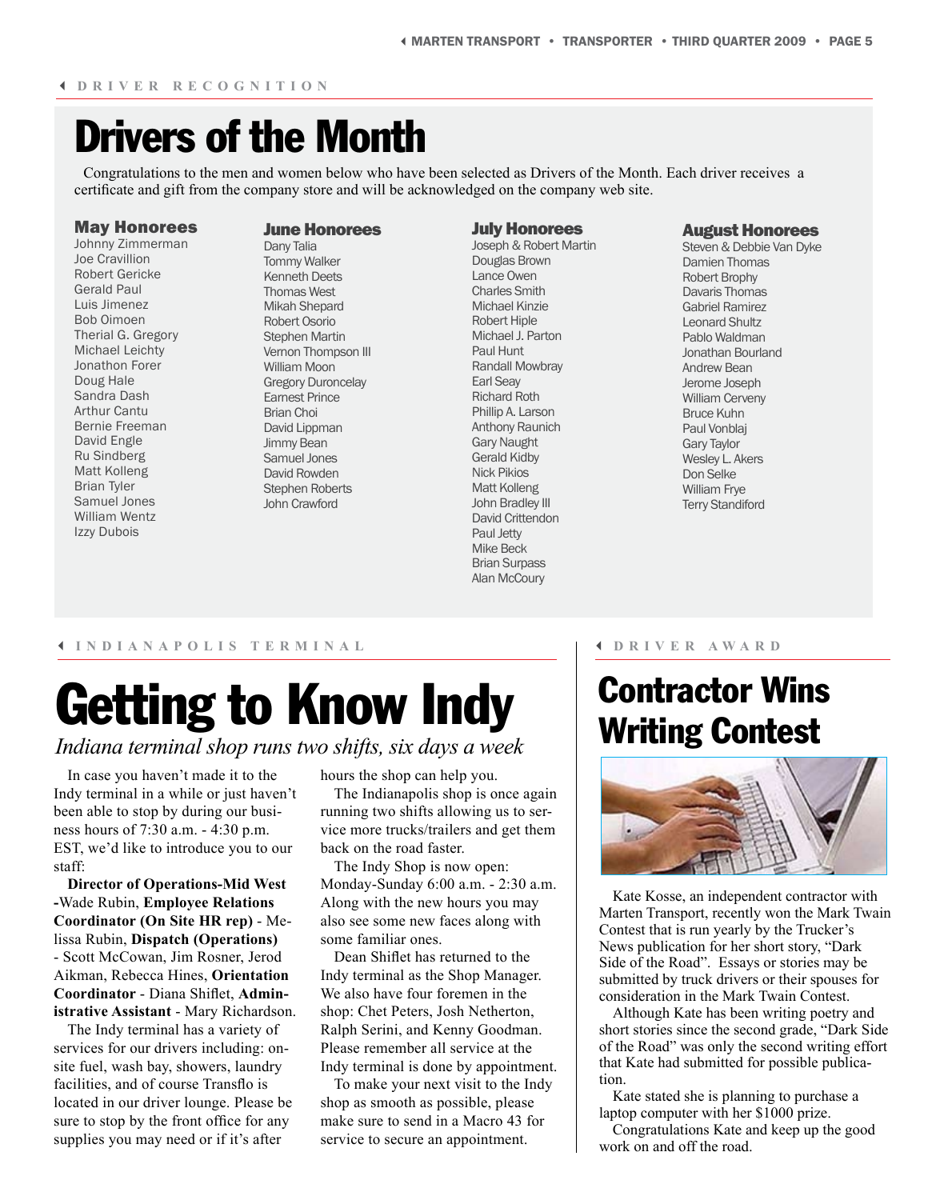DRIVER RECOGNITION

# Drivers of the Month

Congratulations to the men and women below who have been selected as Drivers of the Month. Each driver receives a certificate and gift from the company store and will be acknowledged on the company web site.

### May Honorees

Johnny Zimmerman
Joe Cravillion
Robert Gericke
Gerald Paul
Luis Jimenez
Bob Oimoen
Therial G. Gregory
Michael Leichty
Jonathon Forer
Doug Hale
Sandra Dash
Arthur Cantu
Bernie Freeman
David Engle
Ru Sindberg
Matt Kolleng
Brian Tyler
Samuel Jones
William Wentz
Izzy Dubois

### June Honorees

Dany Talia
Tommy Walker
Kenneth Deets
Thomas West
Mikah Shepard
Robert Osorio
Stephen Martin
Vernon Thompson III
William Moon
Gregory Duroncelay
Earnest Prince
Brian Choi
David Lippman
Jimmy Bean
Samuel Jones
David Rowden
Stephen Roberts
John Crawford

### July Honorees

Joseph & Robert Martin
Douglas Brown
Lance Owen
Charles Smith
Michael Kinzie
Robert Hiple
Michael J. Parton
Paul Hunt
Randall Mowbray
Earl Seay
Richard Roth
Phillip A. Larson
Anthony Raunich
Gary Naught
Gerald Kidby
Nick Pikios
Matt Kolleng
John Bradley III
David Crittendon
Paul Jetty
Mike Beck
Brian Surpass
Alan McCoury

### August Honorees

Steven & Debbie Van Dyke
Damien Thomas
Robert Brophy
Davaris Thomas
Gabriel Ramirez
Leonard Shultz
Pablo Waldman
Jonathan Bourland
Andrew Bean
Jerome Joseph
William Cerveny
Bruce Kuhn
Paul Vonblaj
Gary Taylor
Wesley L. Akers
Don Selke
William Frye
Terry Standiford

INDIANAPOLIS TERMINAL

# Getting to Know Indy

*Indiana terminal shop runs two shifts, six days a week*

In case you haven't made it to the Indy terminal in a while or just haven't been able to stop by during our business hours of 7:30 a.m. - 4:30 p.m. EST, we'd like to introduce you to our staff:

**Director of Operations-Mid West** -Wade Rubin, **Employee Relations Coordinator (On Site HR rep)** - Melissa Rubin, **Dispatch (Operations)** - Scott McCowan, Jim Rosner, Jerod Aikman, Rebecca Hines, **Orientation Coordinator** - Diana Shiflet, **Administrative Assistant** - Mary Richardson.

The Indy terminal has a variety of services for our drivers including: on-site fuel, wash bay, showers, laundry facilities, and of course Transflo is located in our driver lounge. Please be sure to stop by the front office for any supplies you may need or if it's after hours the shop can help you.

The Indianapolis shop is once again running two shifts allowing us to service more trucks/trailers and get them back on the road faster.

The Indy Shop is now open: Monday-Sunday 6:00 a.m. - 2:30 a.m. Along with the new hours you may also see some new faces along with some familiar ones.

Dean Shiflet has returned to the Indy terminal as the Shop Manager. We also have four foremen in the shop: Chet Peters, Josh Netherton, Ralph Serini, and Kenny Goodman. Please remember all service at the Indy terminal is done by appointment.

To make your next visit to the Indy shop as smooth as possible, please make sure to send in a Macro 43 for service to secure an appointment.

DRIVER AWARD

# Contractor Wins Writing Contest

Kate Kosse, an independent contractor with Marten Transport, recently won the Mark Twain Contest that is run yearly by the Trucker's News publication for her short story, "Dark Side of the Road". Essays or stories may be submitted by truck drivers or their spouses for consideration in the Mark Twain Contest.

Although Kate has been writing poetry and short stories since the second grade, "Dark Side of the Road" was only the second writing effort that Kate had submitted for possible publication.

Kate stated she is planning to purchase a laptop computer with her $1000 prize.

Congratulations Kate and keep up the good work on and off the road.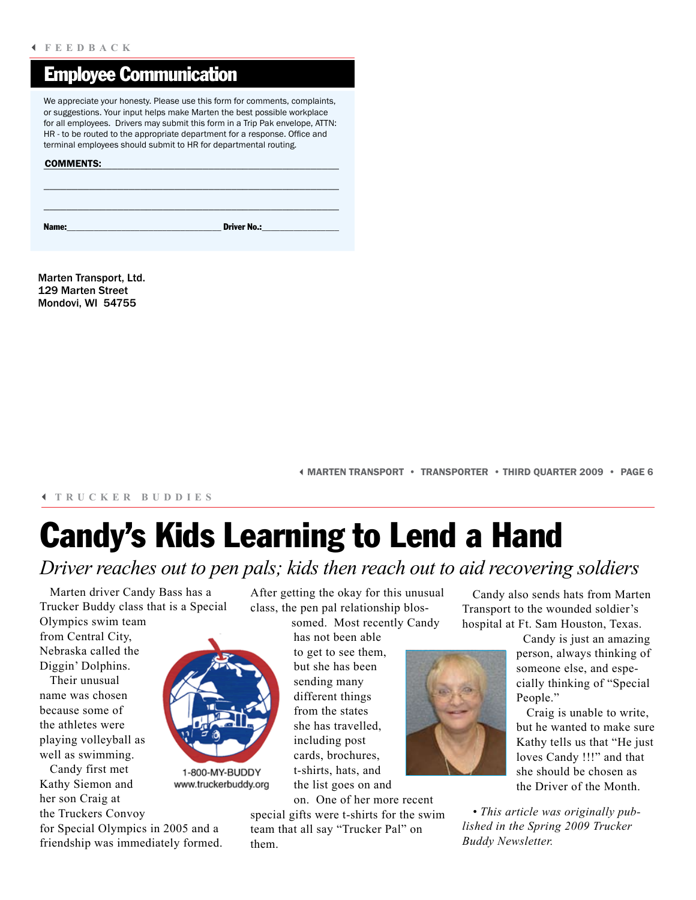FEEDBACK

## Employee Communication

We appreciate your honesty. Please use this form for comments, complaints, or suggestions. Your input helps make Marten the best possible workplace for all employees. Drivers may submit this form in a Trip Pak envelope, ATTN: HR - to be routed to the appropriate department for a response. Office and terminal employees should submit to HR for departmental routing.

**COMMENTS:** ______________________________________________

______________________________________________

______________________________________________

**Name:** ______________________ **Driver No.:** ______________

Marten Transport, Ltd.
129 Marten Street
Mondovi, WI 54755

TRUCKER BUDDIES

# Candy's Kids Learning to Lend a Hand

*Driver reaches out to pen pals; kids then reach out to aid recovering soldiers*

Marten driver Candy Bass has a Trucker Buddy class that is a Special Olympics swim team from Central City, Nebraska called the Diggin' Dolphins.

Their unusual name was chosen because some of the athletes were playing volleyball as well as swimming.

Candy first met Kathy Siemon and her son Craig at the Truckers Convoy for Special Olympics in 2005 and a friendship was immediately formed.

1-800-MY-BUDDY
www.truckerbuddy.org

After getting the okay for this unusual class, the pen pal relationship blossomed. Most recently Candy has not been able to get to see them, but she has been sending many different things from the states she has travelled, including post cards, brochures, t-shirts, hats, and the list goes on and on. One of her more recent special gifts were t-shirts for the swim team that all say "Trucker Pal" on them.

Candy also sends hats from Marten Transport to the wounded soldier's hospital at Ft. Sam Houston, Texas.

Candy is just an amazing person, always thinking of someone else, and especially thinking of "Special People."

Craig is unable to write, but he wanted to make sure Kathy tells us that "He just loves Candy !!!" and that she should be chosen as the Driver of the Month.

• *This article was originally published in the Spring 2009 Trucker Buddy Newsletter.*